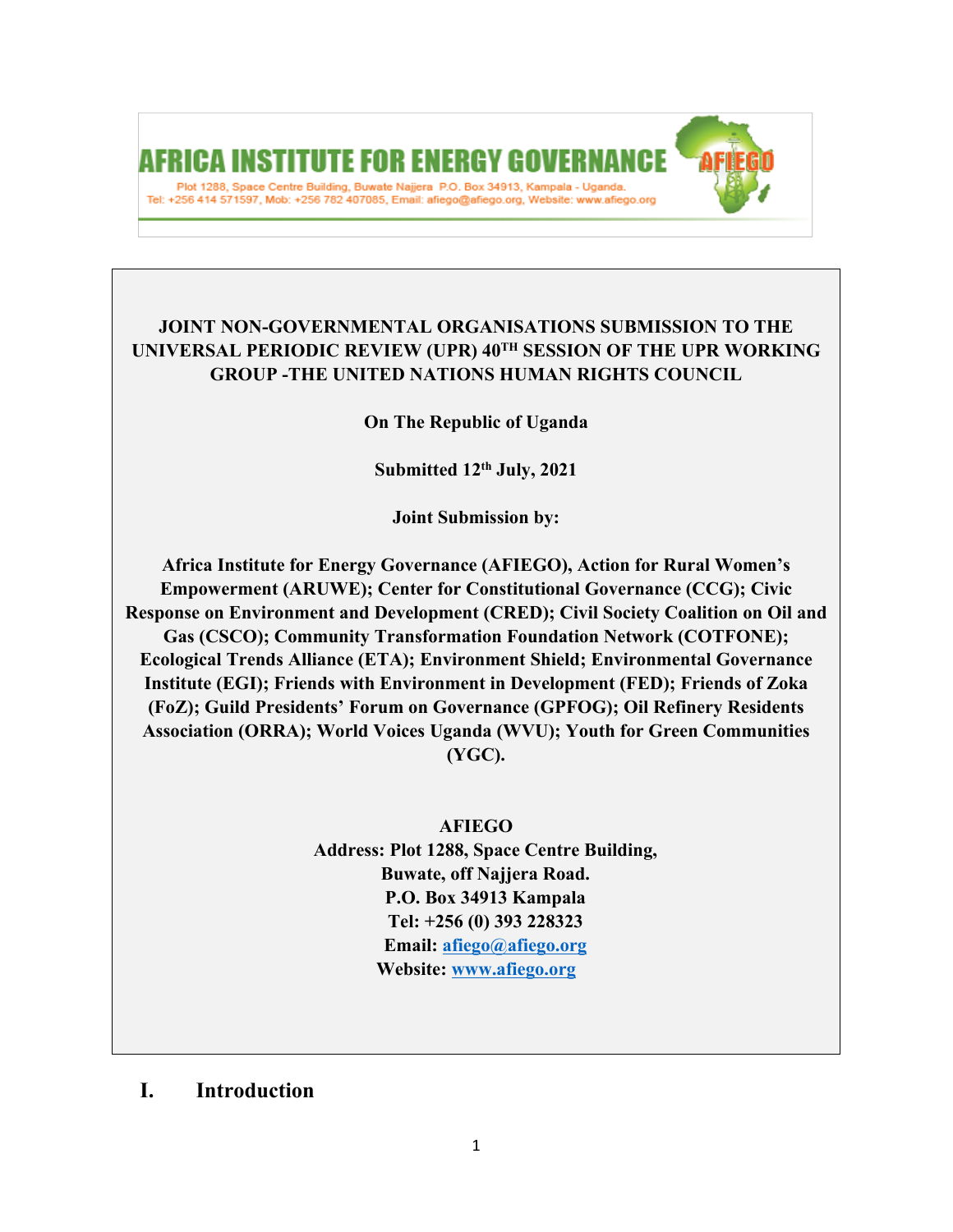**AFRICA INSTITUTE FOR ENERGY GOVERNANCE** — AFIEGO

Plot 1288, Space Centre Building, Buwate Najjera P.O. Box 34913, Kampala - Uganda.
Tel: +256 414 571597, Mob: +256 782 407085, Email: afiego@afiego.org, Website: www.afiego.org

**JOINT NON-GOVERNMENTAL ORGANISATIONS SUBMISSION TO THE UNIVERSAL PERIODIC REVIEW (UPR) 40TH SESSION OF THE UPR WORKING GROUP -THE UNITED NATIONS HUMAN RIGHTS COUNCIL**

**On The Republic of Uganda**

**Submitted 12th July, 2021**

**Joint Submission by:**

**Africa Institute for Energy Governance (AFIEGO), Action for Rural Women's Empowerment (ARUWE); Center for Constitutional Governance (CCG); Civic Response on Environment and Development (CRED); Civil Society Coalition on Oil and Gas (CSCO); Community Transformation Foundation Network (COTFONE); Ecological Trends Alliance (ETA); Environment Shield; Environmental Governance Institute (EGI); Friends with Environment in Development (FED); Friends of Zoka (FoZ); Guild Presidents' Forum on Governance (GPFOG); Oil Refinery Residents Association (ORRA); World Voices Uganda (WVU); Youth for Green Communities (YGC).**

**AFIEGO**
**Address: Plot 1288, Space Centre Building,**
**Buwate, off Najjera Road.**
**P.O. Box 34913 Kampala**
**Tel: +256 (0) 393 228323**
**Email: afiego@afiego.org**
**Website: www.afiego.org**

## I. Introduction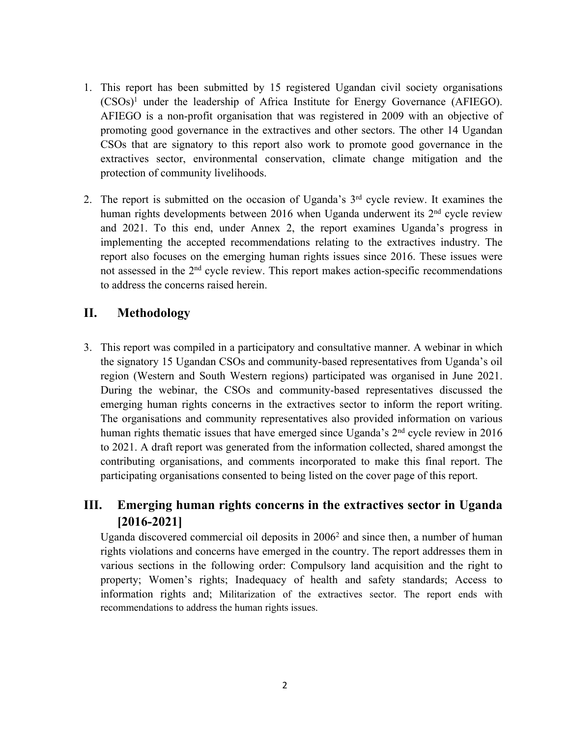1. This report has been submitted by 15 registered Ugandan civil society organisations (CSOs)[1] under the leadership of Africa Institute for Energy Governance (AFIEGO). AFIEGO is a non-profit organisation that was registered in 2009 with an objective of promoting good governance in the extractives and other sectors. The other 14 Ugandan CSOs that are signatory to this report also work to promote good governance in the extractives sector, environmental conservation, climate change mitigation and the protection of community livelihoods.

2. The report is submitted on the occasion of Uganda's 3rd cycle review. It examines the human rights developments between 2016 when Uganda underwent its 2nd cycle review and 2021. To this end, under Annex 2, the report examines Uganda's progress in implementing the accepted recommendations relating to the extractives industry. The report also focuses on the emerging human rights issues since 2016. These issues were not assessed in the 2nd cycle review. This report makes action-specific recommendations to address the concerns raised herein.

## II. Methodology

3. This report was compiled in a participatory and consultative manner. A webinar in which the signatory 15 Ugandan CSOs and community-based representatives from Uganda's oil region (Western and South Western regions) participated was organised in June 2021. During the webinar, the CSOs and community-based representatives discussed the emerging human rights concerns in the extractives sector to inform the report writing. The organisations and community representatives also provided information on various human rights thematic issues that have emerged since Uganda's 2nd cycle review in 2016 to 2021. A draft report was generated from the information collected, shared amongst the contributing organisations, and comments incorporated to make this final report. The participating organisations consented to being listed on the cover page of this report.

## III. Emerging human rights concerns in the extractives sector in Uganda [2016-2021]

Uganda discovered commercial oil deposits in 2006[2] and since then, a number of human rights violations and concerns have emerged in the country. The report addresses them in various sections in the following order: Compulsory land acquisition and the right to property; Women's rights; Inadequacy of health and safety standards; Access to information rights and; Militarization of the extractives sector. The report ends with recommendations to address the human rights issues.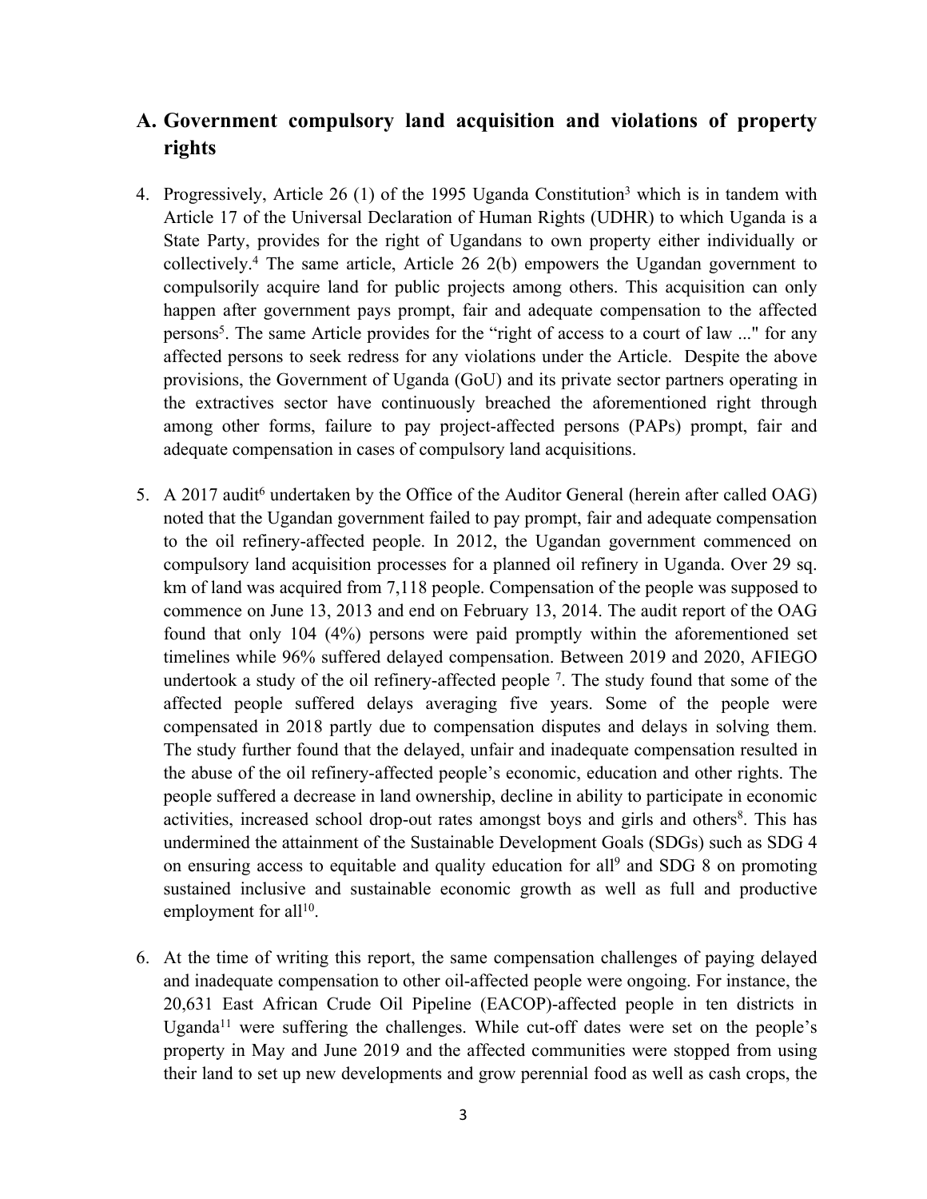## A. Government compulsory land acquisition and violations of property rights

4. Progressively, Article 26 (1) of the 1995 Uganda Constitution[3] which is in tandem with Article 17 of the Universal Declaration of Human Rights (UDHR) to which Uganda is a State Party, provides for the right of Ugandans to own property either individually or collectively.[4] The same article, Article 26 2(b) empowers the Ugandan government to compulsorily acquire land for public projects among others. This acquisition can only happen after government pays prompt, fair and adequate compensation to the affected persons[5]. The same Article provides for the "right of access to a court of law ..." for any affected persons to seek redress for any violations under the Article. Despite the above provisions, the Government of Uganda (GoU) and its private sector partners operating in the extractives sector have continuously breached the aforementioned right through among other forms, failure to pay project-affected persons (PAPs) prompt, fair and adequate compensation in cases of compulsory land acquisitions.

5. A 2017 audit[6] undertaken by the Office of the Auditor General (herein after called OAG) noted that the Ugandan government failed to pay prompt, fair and adequate compensation to the oil refinery-affected people. In 2012, the Ugandan government commenced on compulsory land acquisition processes for a planned oil refinery in Uganda. Over 29 sq. km of land was acquired from 7,118 people. Compensation of the people was supposed to commence on June 13, 2013 and end on February 13, 2014. The audit report of the OAG found that only 104 (4%) persons were paid promptly within the aforementioned set timelines while 96% suffered delayed compensation. Between 2019 and 2020, AFIEGO undertook a study of the oil refinery-affected people [7]. The study found that some of the affected people suffered delays averaging five years. Some of the people were compensated in 2018 partly due to compensation disputes and delays in solving them. The study further found that the delayed, unfair and inadequate compensation resulted in the abuse of the oil refinery-affected people's economic, education and other rights. The people suffered a decrease in land ownership, decline in ability to participate in economic activities, increased school drop-out rates amongst boys and girls and others[8]. This has undermined the attainment of the Sustainable Development Goals (SDGs) such as SDG 4 on ensuring access to equitable and quality education for all[9] and SDG 8 on promoting sustained inclusive and sustainable economic growth as well as full and productive employment for all[10].

6. At the time of writing this report, the same compensation challenges of paying delayed and inadequate compensation to other oil-affected people were ongoing. For instance, the 20,631 East African Crude Oil Pipeline (EACOP)-affected people in ten districts in Uganda[11] were suffering the challenges. While cut-off dates were set on the people's property in May and June 2019 and the affected communities were stopped from using their land to set up new developments and grow perennial food as well as cash crops, the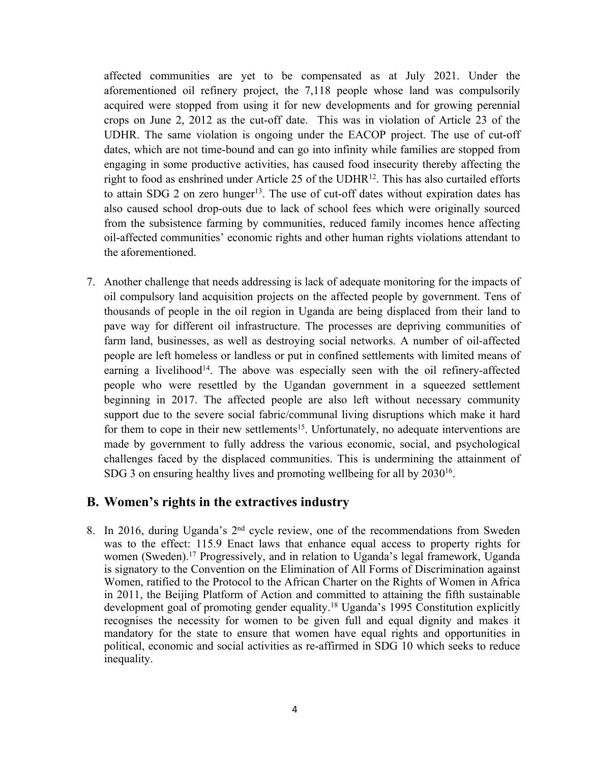affected communities are yet to be compensated as at July 2021. Under the aforementioned oil refinery project, the 7,118 people whose land was compulsorily acquired were stopped from using it for new developments and for growing perennial crops on June 2, 2012 as the cut-off date. This was in violation of Article 23 of the UDHR. The same violation is ongoing under the EACOP project. The use of cut-off dates, which are not time-bound and can go into infinity while families are stopped from engaging in some productive activities, has caused food insecurity thereby affecting the right to food as enshrined under Article 25 of the UDHR[12]. This has also curtailed efforts to attain SDG 2 on zero hunger[13]. The use of cut-off dates without expiration dates has also caused school drop-outs due to lack of school fees which were originally sourced from the subsistence farming by communities, reduced family incomes hence affecting oil-affected communities' economic rights and other human rights violations attendant to the aforementioned.

7. Another challenge that needs addressing is lack of adequate monitoring for the impacts of oil compulsory land acquisition projects on the affected people by government. Tens of thousands of people in the oil region in Uganda are being displaced from their land to pave way for different oil infrastructure. The processes are depriving communities of farm land, businesses, as well as destroying social networks. A number of oil-affected people are left homeless or landless or put in confined settlements with limited means of earning a livelihood[14]. The above was especially seen with the oil refinery-affected people who were resettled by the Ugandan government in a squeezed settlement beginning in 2017. The affected people are also left without necessary community support due to the severe social fabric/communal living disruptions which make it hard for them to cope in their new settlements[15]. Unfortunately, no adequate interventions are made by government to fully address the various economic, social, and psychological challenges faced by the displaced communities. This is undermining the attainment of SDG 3 on ensuring healthy lives and promoting wellbeing for all by 2030[16].

## B. Women's rights in the extractives industry

8. In 2016, during Uganda's 2nd cycle review, one of the recommendations from Sweden was to the effect: 115.9 Enact laws that enhance equal access to property rights for women (Sweden).[17] Progressively, and in relation to Uganda's legal framework, Uganda is signatory to the Convention on the Elimination of All Forms of Discrimination against Women, ratified to the Protocol to the African Charter on the Rights of Women in Africa in 2011, the Beijing Platform of Action and committed to attaining the fifth sustainable development goal of promoting gender equality.[18] Uganda's 1995 Constitution explicitly recognises the necessity for women to be given full and equal dignity and makes it mandatory for the state to ensure that women have equal rights and opportunities in political, economic and social activities as re-affirmed in SDG 10 which seeks to reduce inequality.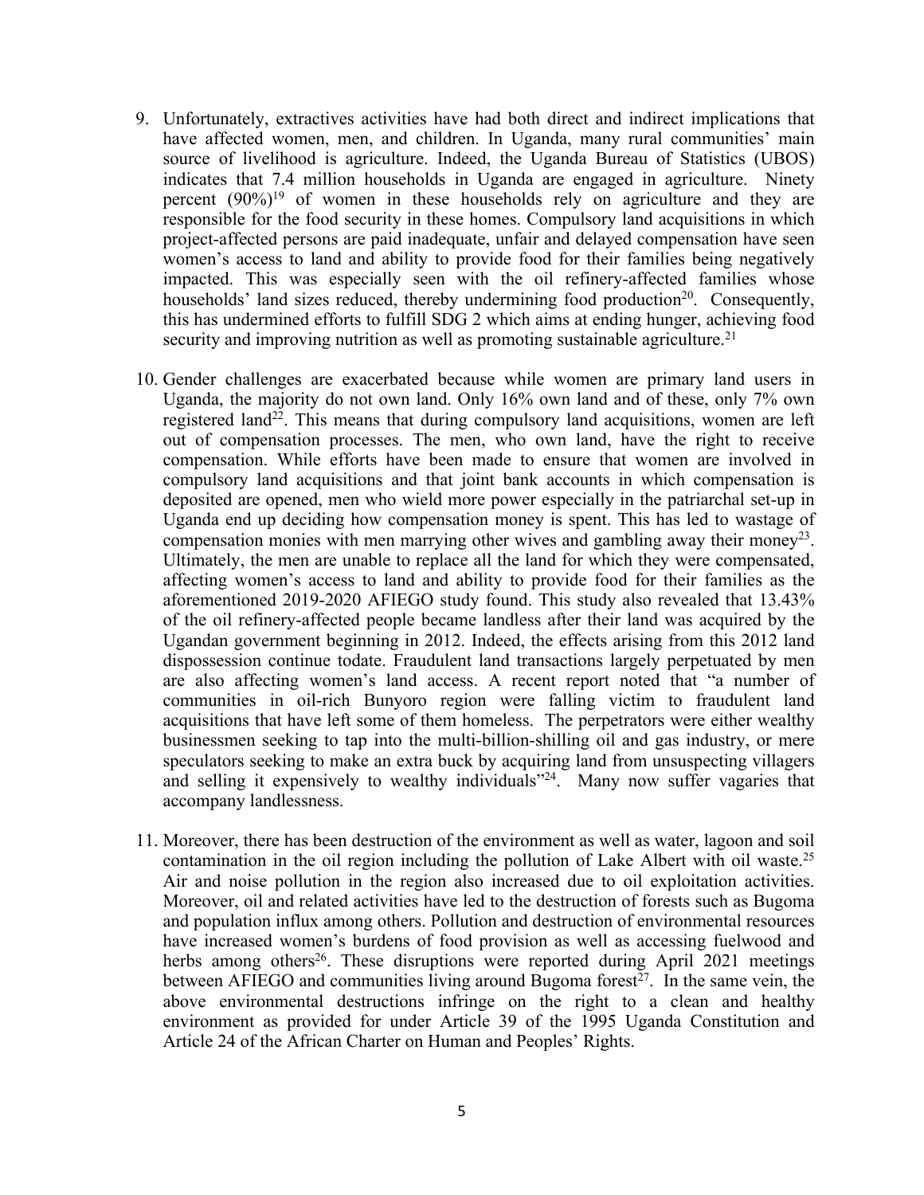9. Unfortunately, extractives activities have had both direct and indirect implications that have affected women, men, and children. In Uganda, many rural communities' main source of livelihood is agriculture. Indeed, the Uganda Bureau of Statistics (UBOS) indicates that 7.4 million households in Uganda are engaged in agriculture. Ninety percent (90%)[19] of women in these households rely on agriculture and they are responsible for the food security in these homes. Compulsory land acquisitions in which project-affected persons are paid inadequate, unfair and delayed compensation have seen women's access to land and ability to provide food for their families being negatively impacted. This was especially seen with the oil refinery-affected families whose households' land sizes reduced, thereby undermining food production[20]. Consequently, this has undermined efforts to fulfill SDG 2 which aims at ending hunger, achieving food security and improving nutrition as well as promoting sustainable agriculture.[21]

10. Gender challenges are exacerbated because while women are primary land users in Uganda, the majority do not own land. Only 16% own land and of these, only 7% own registered land[22]. This means that during compulsory land acquisitions, women are left out of compensation processes. The men, who own land, have the right to receive compensation. While efforts have been made to ensure that women are involved in compulsory land acquisitions and that joint bank accounts in which compensation is deposited are opened, men who wield more power especially in the patriarchal set-up in Uganda end up deciding how compensation money is spent. This has led to wastage of compensation monies with men marrying other wives and gambling away their money[23]. Ultimately, the men are unable to replace all the land for which they were compensated, affecting women's access to land and ability to provide food for their families as the aforementioned 2019-2020 AFIEGO study found. This study also revealed that 13.43% of the oil refinery-affected people became landless after their land was acquired by the Ugandan government beginning in 2012. Indeed, the effects arising from this 2012 land dispossession continue todate. Fraudulent land transactions largely perpetuated by men are also affecting women's land access. A recent report noted that "a number of communities in oil-rich Bunyoro region were falling victim to fraudulent land acquisitions that have left some of them homeless. The perpetrators were either wealthy businessmen seeking to tap into the multi-billion-shilling oil and gas industry, or mere speculators seeking to make an extra buck by acquiring land from unsuspecting villagers and selling it expensively to wealthy individuals"[24]. Many now suffer vagaries that accompany landlessness.

11. Moreover, there has been destruction of the environment as well as water, lagoon and soil contamination in the oil region including the pollution of Lake Albert with oil waste.[25] Air and noise pollution in the region also increased due to oil exploitation activities. Moreover, oil and related activities have led to the destruction of forests such as Bugoma and population influx among others. Pollution and destruction of environmental resources have increased women's burdens of food provision as well as accessing fuelwood and herbs among others[26]. These disruptions were reported during April 2021 meetings between AFIEGO and communities living around Bugoma forest[27]. In the same vein, the above environmental destructions infringe on the right to a clean and healthy environment as provided for under Article 39 of the 1995 Uganda Constitution and Article 24 of the African Charter on Human and Peoples' Rights.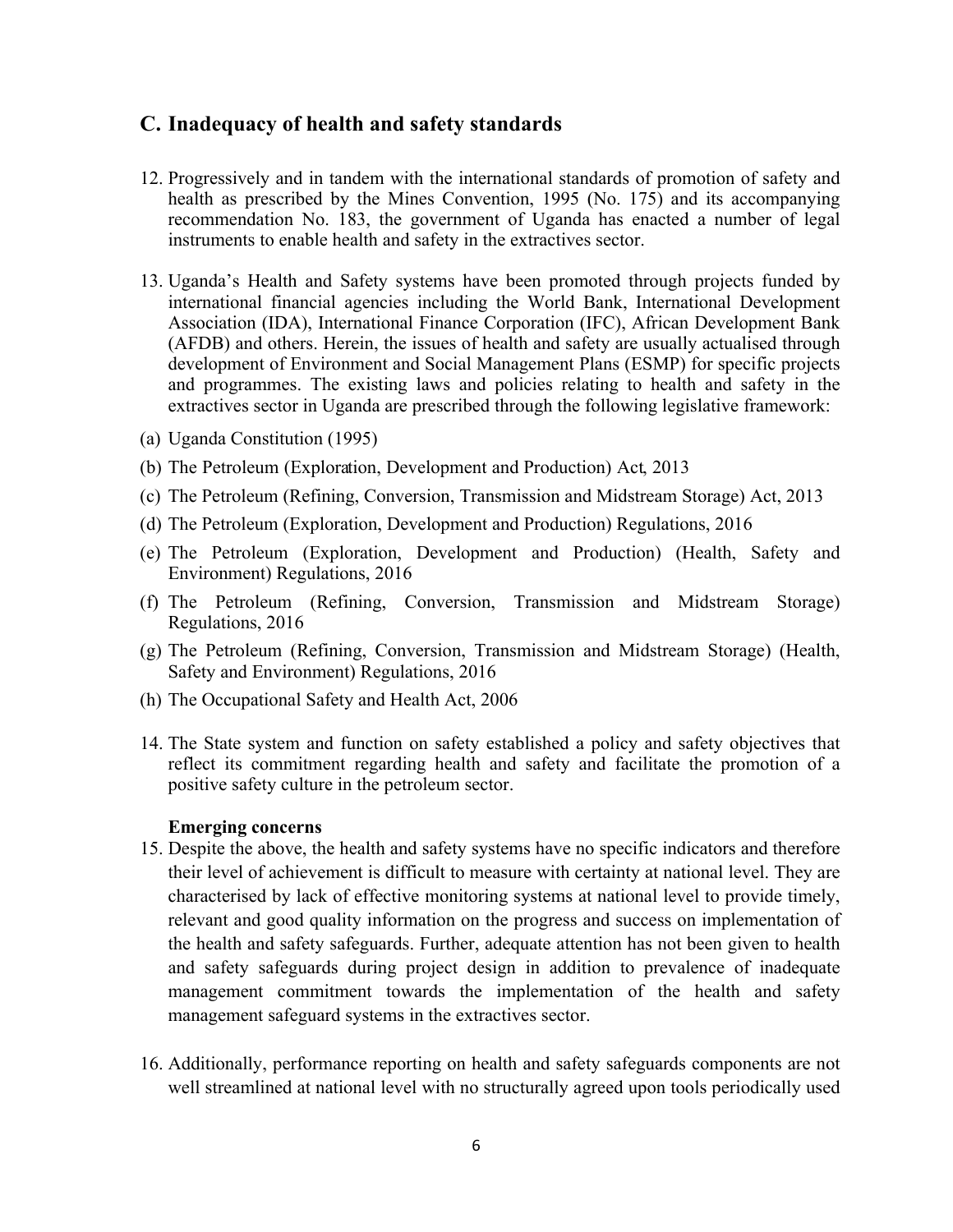## C. Inadequacy of health and safety standards

12. Progressively and in tandem with the international standards of promotion of safety and health as prescribed by the Mines Convention, 1995 (No. 175) and its accompanying recommendation No. 183, the government of Uganda has enacted a number of legal instruments to enable health and safety in the extractives sector.

13. Uganda's Health and Safety systems have been promoted through projects funded by international financial agencies including the World Bank, International Development Association (IDA), International Finance Corporation (IFC), African Development Bank (AFDB) and others. Herein, the issues of health and safety are usually actualised through development of Environment and Social Management Plans (ESMP) for specific projects and programmes. The existing laws and policies relating to health and safety in the extractives sector in Uganda are prescribed through the following legislative framework:

(a) Uganda Constitution (1995)

(b) The Petroleum (Exploration, Development and Production) Act, 2013

(c) The Petroleum (Refining, Conversion, Transmission and Midstream Storage) Act, 2013

(d) The Petroleum (Exploration, Development and Production) Regulations, 2016

(e) The Petroleum (Exploration, Development and Production) (Health, Safety and Environment) Regulations, 2016

(f) The Petroleum (Refining, Conversion, Transmission and Midstream Storage) Regulations, 2016

(g) The Petroleum (Refining, Conversion, Transmission and Midstream Storage) (Health, Safety and Environment) Regulations, 2016

(h) The Occupational Safety and Health Act, 2006

14. The State system and function on safety established a policy and safety objectives that reflect its commitment regarding health and safety and facilitate the promotion of a positive safety culture in the petroleum sector.

**Emerging concerns**

15. Despite the above, the health and safety systems have no specific indicators and therefore their level of achievement is difficult to measure with certainty at national level. They are characterised by lack of effective monitoring systems at national level to provide timely, relevant and good quality information on the progress and success on implementation of the health and safety safeguards. Further, adequate attention has not been given to health and safety safeguards during project design in addition to prevalence of inadequate management commitment towards the implementation of the health and safety management safeguard systems in the extractives sector.

16. Additionally, performance reporting on health and safety safeguards components are not well streamlined at national level with no structurally agreed upon tools periodically used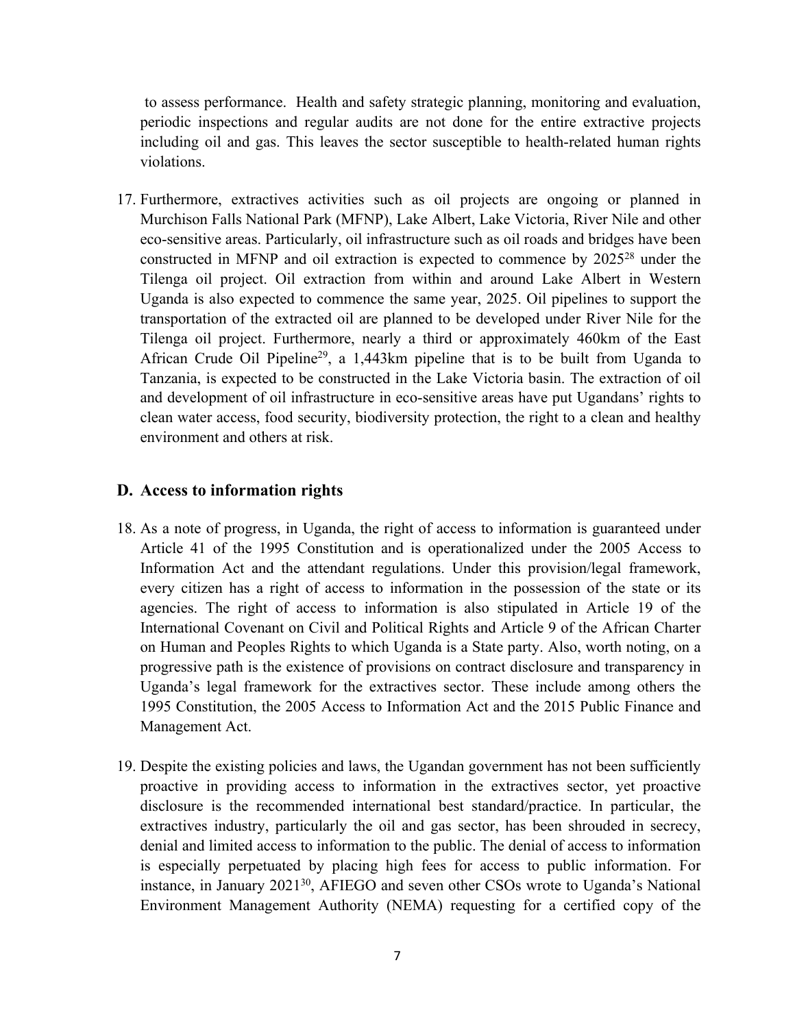to assess performance. Health and safety strategic planning, monitoring and evaluation, periodic inspections and regular audits are not done for the entire extractive projects including oil and gas. This leaves the sector susceptible to health-related human rights violations.

17. Furthermore, extractives activities such as oil projects are ongoing or planned in Murchison Falls National Park (MFNP), Lake Albert, Lake Victoria, River Nile and other eco-sensitive areas. Particularly, oil infrastructure such as oil roads and bridges have been constructed in MFNP and oil extraction is expected to commence by 2025[28] under the Tilenga oil project. Oil extraction from within and around Lake Albert in Western Uganda is also expected to commence the same year, 2025. Oil pipelines to support the transportation of the extracted oil are planned to be developed under River Nile for the Tilenga oil project. Furthermore, nearly a third or approximately 460km of the East African Crude Oil Pipeline[29], a 1,443km pipeline that is to be built from Uganda to Tanzania, is expected to be constructed in the Lake Victoria basin. The extraction of oil and development of oil infrastructure in eco-sensitive areas have put Ugandans' rights to clean water access, food security, biodiversity protection, the right to a clean and healthy environment and others at risk.

## D. Access to information rights

18. As a note of progress, in Uganda, the right of access to information is guaranteed under Article 41 of the 1995 Constitution and is operationalized under the 2005 Access to Information Act and the attendant regulations. Under this provision/legal framework, every citizen has a right of access to information in the possession of the state or its agencies. The right of access to information is also stipulated in Article 19 of the International Covenant on Civil and Political Rights and Article 9 of the African Charter on Human and Peoples Rights to which Uganda is a State party. Also, worth noting, on a progressive path is the existence of provisions on contract disclosure and transparency in Uganda's legal framework for the extractives sector. These include among others the 1995 Constitution, the 2005 Access to Information Act and the 2015 Public Finance and Management Act.

19. Despite the existing policies and laws, the Ugandan government has not been sufficiently proactive in providing access to information in the extractives sector, yet proactive disclosure is the recommended international best standard/practice. In particular, the extractives industry, particularly the oil and gas sector, has been shrouded in secrecy, denial and limited access to information to the public. The denial of access to information is especially perpetuated by placing high fees for access to public information. For instance, in January 2021[30], AFIEGO and seven other CSOs wrote to Uganda's National Environment Management Authority (NEMA) requesting for a certified copy of the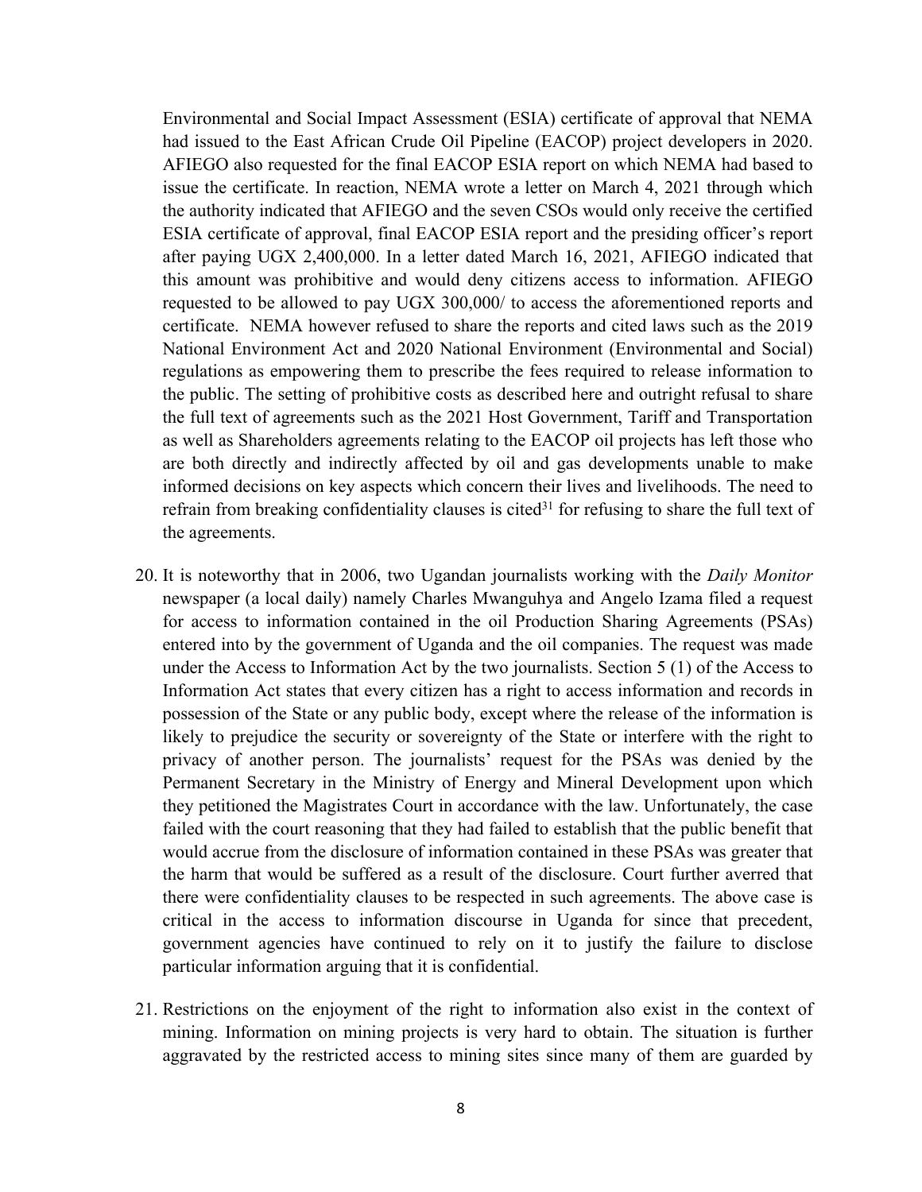Environmental and Social Impact Assessment (ESIA) certificate of approval that NEMA had issued to the East African Crude Oil Pipeline (EACOP) project developers in 2020. AFIEGO also requested for the final EACOP ESIA report on which NEMA had based to issue the certificate. In reaction, NEMA wrote a letter on March 4, 2021 through which the authority indicated that AFIEGO and the seven CSOs would only receive the certified ESIA certificate of approval, final EACOP ESIA report and the presiding officer's report after paying UGX 2,400,000. In a letter dated March 16, 2021, AFIEGO indicated that this amount was prohibitive and would deny citizens access to information. AFIEGO requested to be allowed to pay UGX 300,000/ to access the aforementioned reports and certificate. NEMA however refused to share the reports and cited laws such as the 2019 National Environment Act and 2020 National Environment (Environmental and Social) regulations as empowering them to prescribe the fees required to release information to the public. The setting of prohibitive costs as described here and outright refusal to share the full text of agreements such as the 2021 Host Government, Tariff and Transportation as well as Shareholders agreements relating to the EACOP oil projects has left those who are both directly and indirectly affected by oil and gas developments unable to make informed decisions on key aspects which concern their lives and livelihoods. The need to refrain from breaking confidentiality clauses is cited[31] for refusing to share the full text of the agreements.

20. It is noteworthy that in 2006, two Ugandan journalists working with the *Daily Monitor* newspaper (a local daily) namely Charles Mwanguhya and Angelo Izama filed a request for access to information contained in the oil Production Sharing Agreements (PSAs) entered into by the government of Uganda and the oil companies. The request was made under the Access to Information Act by the two journalists. Section 5 (1) of the Access to Information Act states that every citizen has a right to access information and records in possession of the State or any public body, except where the release of the information is likely to prejudice the security or sovereignty of the State or interfere with the right to privacy of another person. The journalists' request for the PSAs was denied by the Permanent Secretary in the Ministry of Energy and Mineral Development upon which they petitioned the Magistrates Court in accordance with the law. Unfortunately, the case failed with the court reasoning that they had failed to establish that the public benefit that would accrue from the disclosure of information contained in these PSAs was greater that the harm that would be suffered as a result of the disclosure. Court further averred that there were confidentiality clauses to be respected in such agreements. The above case is critical in the access to information discourse in Uganda for since that precedent, government agencies have continued to rely on it to justify the failure to disclose particular information arguing that it is confidential.

21. Restrictions on the enjoyment of the right to information also exist in the context of mining. Information on mining projects is very hard to obtain. The situation is further aggravated by the restricted access to mining sites since many of them are guarded by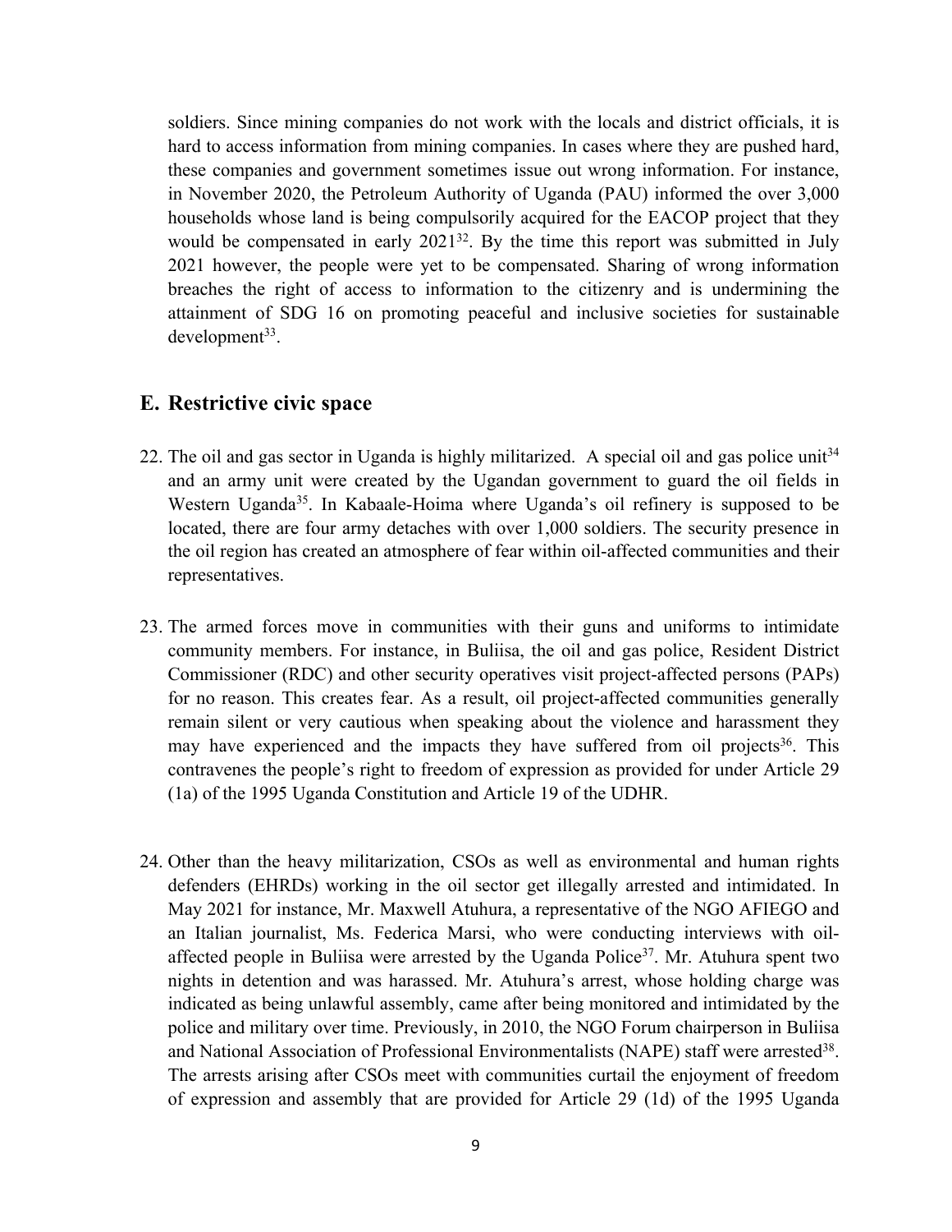soldiers. Since mining companies do not work with the locals and district officials, it is hard to access information from mining companies. In cases where they are pushed hard, these companies and government sometimes issue out wrong information. For instance, in November 2020, the Petroleum Authority of Uganda (PAU) informed the over 3,000 households whose land is being compulsorily acquired for the EACOP project that they would be compensated in early 2021[32]. By the time this report was submitted in July 2021 however, the people were yet to be compensated. Sharing of wrong information breaches the right of access to information to the citizenry and is undermining the attainment of SDG 16 on promoting peaceful and inclusive societies for sustainable development[33].

## E. Restrictive civic space

22. The oil and gas sector in Uganda is highly militarized. A special oil and gas police unit[34] and an army unit were created by the Ugandan government to guard the oil fields in Western Uganda[35]. In Kabaale-Hoima where Uganda's oil refinery is supposed to be located, there are four army detaches with over 1,000 soldiers. The security presence in the oil region has created an atmosphere of fear within oil-affected communities and their representatives.

23. The armed forces move in communities with their guns and uniforms to intimidate community members. For instance, in Buliisa, the oil and gas police, Resident District Commissioner (RDC) and other security operatives visit project-affected persons (PAPs) for no reason. This creates fear. As a result, oil project-affected communities generally remain silent or very cautious when speaking about the violence and harassment they may have experienced and the impacts they have suffered from oil projects[36]. This contravenes the people's right to freedom of expression as provided for under Article 29 (1a) of the 1995 Uganda Constitution and Article 19 of the UDHR.

24. Other than the heavy militarization, CSOs as well as environmental and human rights defenders (EHRDs) working in the oil sector get illegally arrested and intimidated. In May 2021 for instance, Mr. Maxwell Atuhura, a representative of the NGO AFIEGO and an Italian journalist, Ms. Federica Marsi, who were conducting interviews with oil-affected people in Buliisa were arrested by the Uganda Police[37]. Mr. Atuhura spent two nights in detention and was harassed. Mr. Atuhura's arrest, whose holding charge was indicated as being unlawful assembly, came after being monitored and intimidated by the police and military over time. Previously, in 2010, the NGO Forum chairperson in Buliisa and National Association of Professional Environmentalists (NAPE) staff were arrested[38]. The arrests arising after CSOs meet with communities curtail the enjoyment of freedom of expression and assembly that are provided for Article 29 (1d) of the 1995 Uganda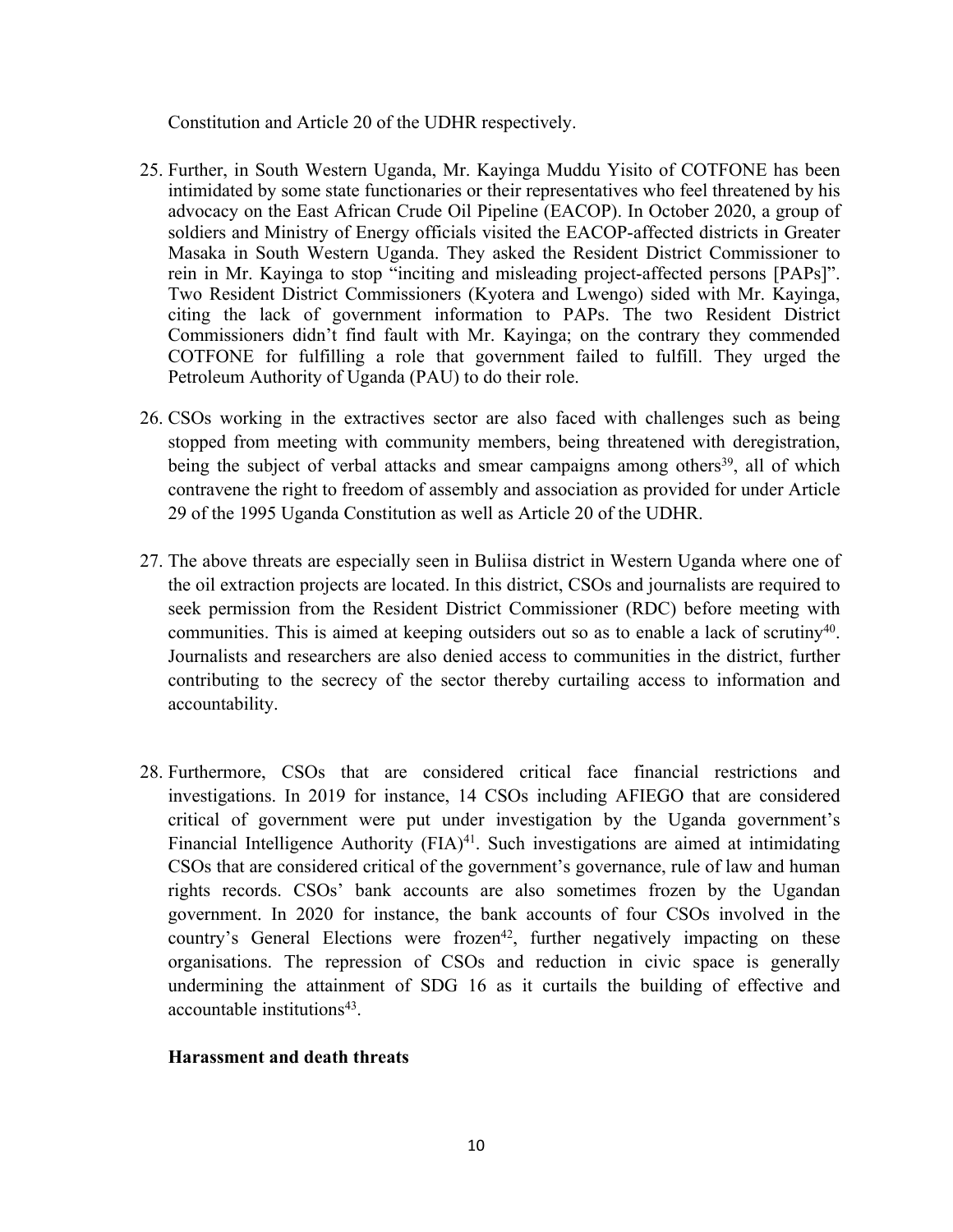Constitution and Article 20 of the UDHR respectively.

25. Further, in South Western Uganda, Mr. Kayinga Muddu Yisito of COTFONE has been intimidated by some state functionaries or their representatives who feel threatened by his advocacy on the East African Crude Oil Pipeline (EACOP). In October 2020, a group of soldiers and Ministry of Energy officials visited the EACOP-affected districts in Greater Masaka in South Western Uganda. They asked the Resident District Commissioner to rein in Mr. Kayinga to stop "inciting and misleading project-affected persons [PAPs]". Two Resident District Commissioners (Kyotera and Lwengo) sided with Mr. Kayinga, citing the lack of government information to PAPs. The two Resident District Commissioners didn't find fault with Mr. Kayinga; on the contrary they commended COTFONE for fulfilling a role that government failed to fulfill. They urged the Petroleum Authority of Uganda (PAU) to do their role.

26. CSOs working in the extractives sector are also faced with challenges such as being stopped from meeting with community members, being threatened with deregistration, being the subject of verbal attacks and smear campaigns among others[39], all of which contravene the right to freedom of assembly and association as provided for under Article 29 of the 1995 Uganda Constitution as well as Article 20 of the UDHR.

27. The above threats are especially seen in Buliisa district in Western Uganda where one of the oil extraction projects are located. In this district, CSOs and journalists are required to seek permission from the Resident District Commissioner (RDC) before meeting with communities. This is aimed at keeping outsiders out so as to enable a lack of scrutiny[40]. Journalists and researchers are also denied access to communities in the district, further contributing to the secrecy of the sector thereby curtailing access to information and accountability.

28. Furthermore, CSOs that are considered critical face financial restrictions and investigations. In 2019 for instance, 14 CSOs including AFIEGO that are considered critical of government were put under investigation by the Uganda government's Financial Intelligence Authority (FIA)[41]. Such investigations are aimed at intimidating CSOs that are considered critical of the government's governance, rule of law and human rights records. CSOs' bank accounts are also sometimes frozen by the Ugandan government. In 2020 for instance, the bank accounts of four CSOs involved in the country's General Elections were frozen[42], further negatively impacting on these organisations. The repression of CSOs and reduction in civic space is generally undermining the attainment of SDG 16 as it curtails the building of effective and accountable institutions[43].

**Harassment and death threats**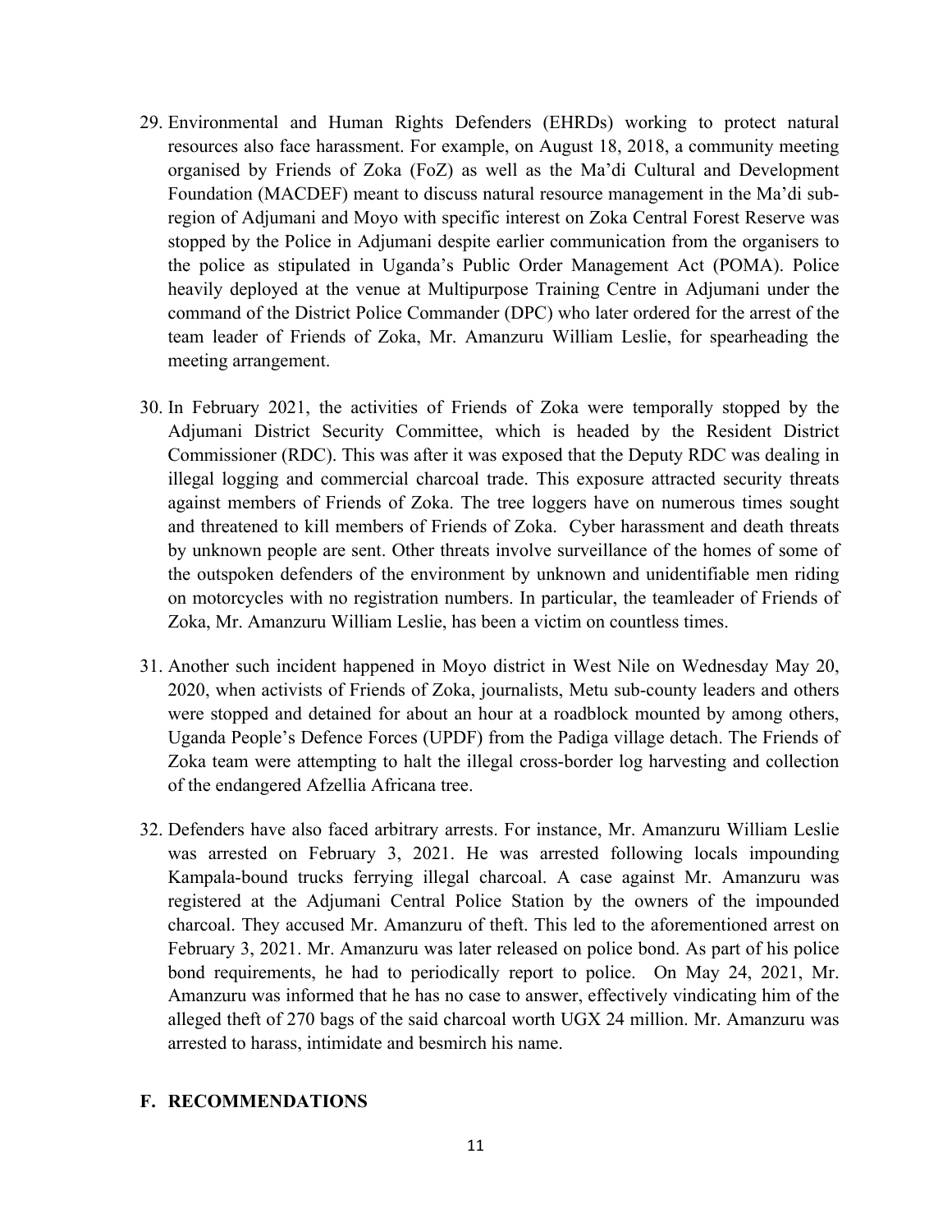29. Environmental and Human Rights Defenders (EHRDs) working to protect natural resources also face harassment. For example, on August 18, 2018, a community meeting organised by Friends of Zoka (FoZ) as well as the Ma'di Cultural and Development Foundation (MACDEF) meant to discuss natural resource management in the Ma'di sub-region of Adjumani and Moyo with specific interest on Zoka Central Forest Reserve was stopped by the Police in Adjumani despite earlier communication from the organisers to the police as stipulated in Uganda's Public Order Management Act (POMA). Police heavily deployed at the venue at Multipurpose Training Centre in Adjumani under the command of the District Police Commander (DPC) who later ordered for the arrest of the team leader of Friends of Zoka, Mr. Amanzuru William Leslie, for spearheading the meeting arrangement.

30. In February 2021, the activities of Friends of Zoka were temporally stopped by the Adjumani District Security Committee, which is headed by the Resident District Commissioner (RDC). This was after it was exposed that the Deputy RDC was dealing in illegal logging and commercial charcoal trade. This exposure attracted security threats against members of Friends of Zoka. The tree loggers have on numerous times sought and threatened to kill members of Friends of Zoka. Cyber harassment and death threats by unknown people are sent. Other threats involve surveillance of the homes of some of the outspoken defenders of the environment by unknown and unidentifiable men riding on motorcycles with no registration numbers. In particular, the teamleader of Friends of Zoka, Mr. Amanzuru William Leslie, has been a victim on countless times.

31. Another such incident happened in Moyo district in West Nile on Wednesday May 20, 2020, when activists of Friends of Zoka, journalists, Metu sub-county leaders and others were stopped and detained for about an hour at a roadblock mounted by among others, Uganda People's Defence Forces (UPDF) from the Padiga village detach. The Friends of Zoka team were attempting to halt the illegal cross-border log harvesting and collection of the endangered Afzellia Africana tree.

32. Defenders have also faced arbitrary arrests. For instance, Mr. Amanzuru William Leslie was arrested on February 3, 2021. He was arrested following locals impounding Kampala-bound trucks ferrying illegal charcoal. A case against Mr. Amanzuru was registered at the Adjumani Central Police Station by the owners of the impounded charcoal. They accused Mr. Amanzuru of theft. This led to the aforementioned arrest on February 3, 2021. Mr. Amanzuru was later released on police bond. As part of his police bond requirements, he had to periodically report to police. On May 24, 2021, Mr. Amanzuru was informed that he has no case to answer, effectively vindicating him of the alleged theft of 270 bags of the said charcoal worth UGX 24 million. Mr. Amanzuru was arrested to harass, intimidate and besmirch his name.

## F. RECOMMENDATIONS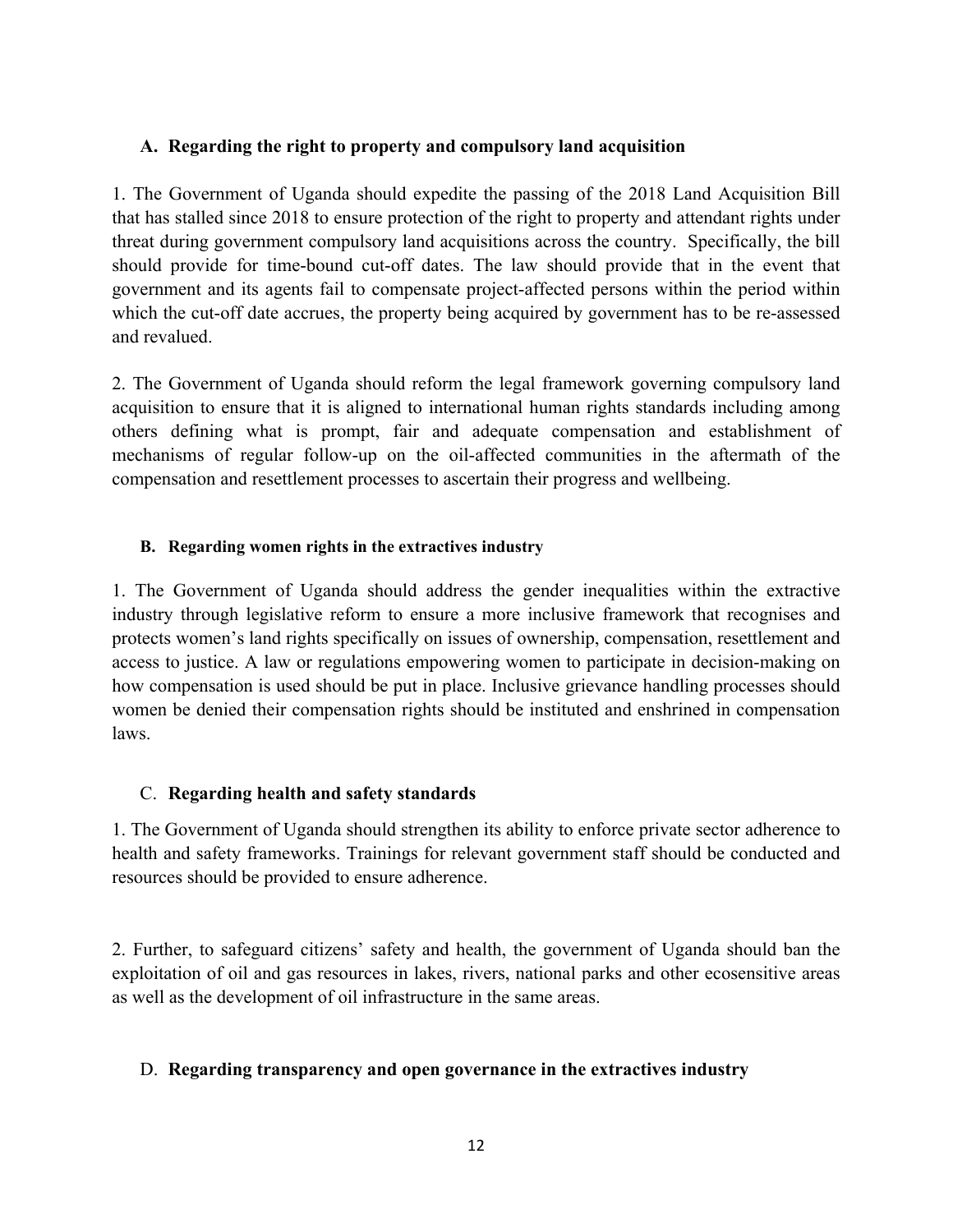### A. Regarding the right to property and compulsory land acquisition

1. The Government of Uganda should expedite the passing of the 2018 Land Acquisition Bill that has stalled since 2018 to ensure protection of the right to property and attendant rights under threat during government compulsory land acquisitions across the country. Specifically, the bill should provide for time-bound cut-off dates. The law should provide that in the event that government and its agents fail to compensate project-affected persons within the period within which the cut-off date accrues, the property being acquired by government has to be re-assessed and revalued.

2. The Government of Uganda should reform the legal framework governing compulsory land acquisition to ensure that it is aligned to international human rights standards including among others defining what is prompt, fair and adequate compensation and establishment of mechanisms of regular follow-up on the oil-affected communities in the aftermath of the compensation and resettlement processes to ascertain their progress and wellbeing.

### B. Regarding women rights in the extractives industry

1. The Government of Uganda should address the gender inequalities within the extractive industry through legislative reform to ensure a more inclusive framework that recognises and protects women's land rights specifically on issues of ownership, compensation, resettlement and access to justice. A law or regulations empowering women to participate in decision-making on how compensation is used should be put in place. Inclusive grievance handling processes should women be denied their compensation rights should be instituted and enshrined in compensation laws.

### C. Regarding health and safety standards

1. The Government of Uganda should strengthen its ability to enforce private sector adherence to health and safety frameworks. Trainings for relevant government staff should be conducted and resources should be provided to ensure adherence.

2. Further, to safeguard citizens' safety and health, the government of Uganda should ban the exploitation of oil and gas resources in lakes, rivers, national parks and other ecosensitive areas as well as the development of oil infrastructure in the same areas.

### D. Regarding transparency and open governance in the extractives industry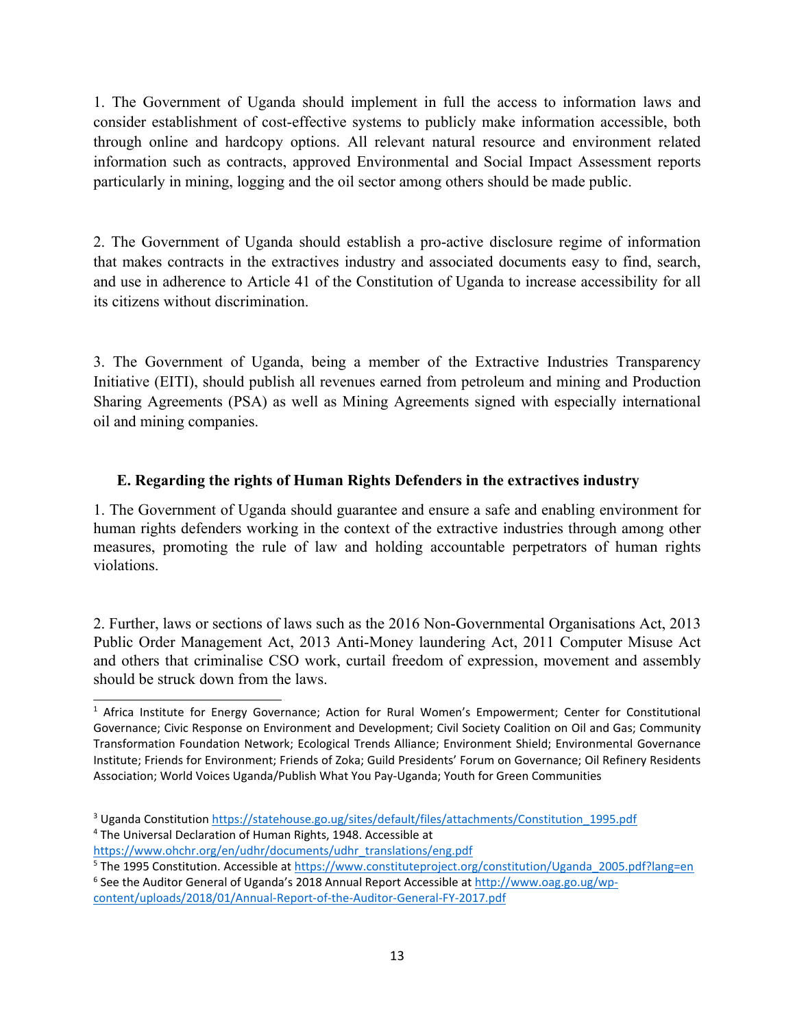1. The Government of Uganda should implement in full the access to information laws and consider establishment of cost-effective systems to publicly make information accessible, both through online and hardcopy options. All relevant natural resource and environment related information such as contracts, approved Environmental and Social Impact Assessment reports particularly in mining, logging and the oil sector among others should be made public.

2. The Government of Uganda should establish a pro-active disclosure regime of information that makes contracts in the extractives industry and associated documents easy to find, search, and use in adherence to Article 41 of the Constitution of Uganda to increase accessibility for all its citizens without discrimination.

3. The Government of Uganda, being a member of the Extractive Industries Transparency Initiative (EITI), should publish all revenues earned from petroleum and mining and Production Sharing Agreements (PSA) as well as Mining Agreements signed with especially international oil and mining companies.

### E. Regarding the rights of Human Rights Defenders in the extractives industry

1. The Government of Uganda should guarantee and ensure a safe and enabling environment for human rights defenders working in the context of the extractive industries through among other measures, promoting the rule of law and holding accountable perpetrators of human rights violations.

2. Further, laws or sections of laws such as the 2016 Non-Governmental Organisations Act, 2013 Public Order Management Act, 2013 Anti-Money laundering Act, 2011 Computer Misuse Act and others that criminalise CSO work, curtail freedom of expression, movement and assembly should be struck down from the laws.

---

[1] Africa Institute for Energy Governance; Action for Rural Women's Empowerment; Center for Constitutional Governance; Civic Response on Environment and Development; Civil Society Coalition on Oil and Gas; Community Transformation Foundation Network; Ecological Trends Alliance; Environment Shield; Environmental Governance Institute; Friends for Environment; Friends of Zoka; Guild Presidents' Forum on Governance; Oil Refinery Residents Association; World Voices Uganda/Publish What You Pay-Uganda; Youth for Green Communities

[3] Uganda Constitution https://statehouse.go.ug/sites/default/files/attachments/Constitution_1995.pdf

[4] The Universal Declaration of Human Rights, 1948. Accessible at https://www.ohchr.org/en/udhr/documents/udhr_translations/eng.pdf

[5] The 1995 Constitution. Accessible at https://www.constituteproject.org/constitution/Uganda_2005.pdf?lang=en

[6] See the Auditor General of Uganda's 2018 Annual Report Accessible at http://www.oag.go.ug/wp-content/uploads/2018/01/Annual-Report-of-the-Auditor-General-FY-2017.pdf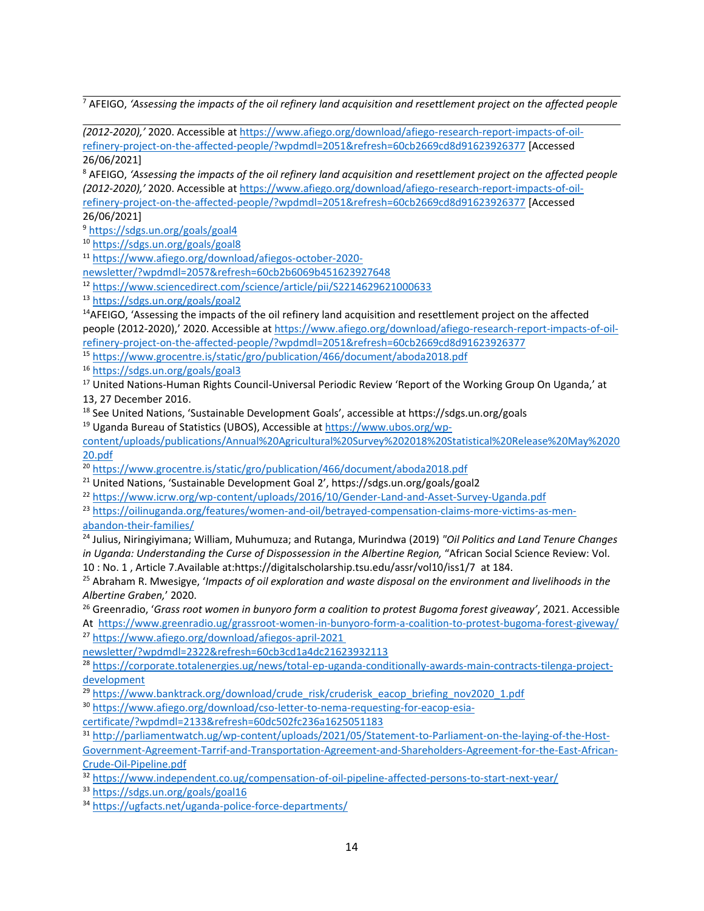[7] AFEIGO, *'Assessing the impacts of the oil refinery land acquisition and resettlement project on the affected people (2012-2020),'* 2020. Accessible at https://www.afiego.org/download/afiego-research-report-impacts-of-oil-refinery-project-on-the-affected-people/?wpdmdl=2051&refresh=60cb2669cd8d91623926377 [Accessed 26/06/2021]

[8] AFEIGO, *'Assessing the impacts of the oil refinery land acquisition and resettlement project on the affected people (2012-2020),'* 2020. Accessible at https://www.afiego.org/download/afiego-research-report-impacts-of-oil-refinery-project-on-the-affected-people/?wpdmdl=2051&refresh=60cb2669cd8d91623926377 [Accessed 26/06/2021]

[9] https://sdgs.un.org/goals/goal4

[10] https://sdgs.un.org/goals/goal8

[11] https://www.afiego.org/download/afiegos-october-2020-newsletter/?wpdmdl=2057&refresh=60cb2b6069b451623927648

[12] https://www.sciencedirect.com/science/article/pii/S2214629621000633

[13] https://sdgs.un.org/goals/goal2

[14] AFEIGO, 'Assessing the impacts of the oil refinery land acquisition and resettlement project on the affected people (2012-2020),' 2020. Accessible at https://www.afiego.org/download/afiego-research-report-impacts-of-oil-refinery-project-on-the-affected-people/?wpdmdl=2051&refresh=60cb2669cd8d91623926377

[15] https://www.grocentre.is/static/gro/publication/466/document/aboda2018.pdf

[16] https://sdgs.un.org/goals/goal3

[17] United Nations-Human Rights Council-Universal Periodic Review 'Report of the Working Group On Uganda,' at 13, 27 December 2016.

[18] See United Nations, 'Sustainable Development Goals', accessible at https://sdgs.un.org/goals

[19] Uganda Bureau of Statistics (UBOS), Accessible at https://www.ubos.org/wp-content/uploads/publications/Annual%20Agricultural%20Survey%202018%20Statistical%20Release%20May%202020.pdf

[20] https://www.grocentre.is/static/gro/publication/466/document/aboda2018.pdf

[21] United Nations, 'Sustainable Development Goal 2', https://sdgs.un.org/goals/goal2

[22] https://www.icrw.org/wp-content/uploads/2016/10/Gender-Land-and-Asset-Survey-Uganda.pdf

[23] https://oilinuganda.org/features/women-and-oil/betrayed-compensation-claims-more-victims-as-men-abandon-their-families/

[24] Julius, Niringiyimana; William, Muhumuza; and Rutanga, Murindwa (2019) *"Oil Politics and Land Tenure Changes in Uganda: Understanding the Curse of Dispossession in the Albertine Region,* "African Social Science Review: Vol. 10 : No. 1 , Article 7.Available at:https://digitalscholarship.tsu.edu/assr/vol10/iss1/7 at 184.

[25] Abraham R. Mwesigye, '*Impacts of oil exploration and waste disposal on the environment and livelihoods in the Albertine Graben,*' 2020.

[26] Greenradio, '*Grass root women in bunyoro form a coalition to protest Bugoma forest giveaway'*, 2021. Accessible At https://www.greenradio.ug/grassroot-women-in-bunyoro-form-a-coalition-to-protest-bugoma-forest-giveway/

[27] https://www.afiego.org/download/afiegos-april-2021 newsletter/?wpdmdl=2322&refresh=60cb3cd1a4dc21623932113

[28] https://corporate.totalenergies.ug/news/total-ep-uganda-conditionally-awards-main-contracts-tilenga-project-development

[29] https://www.banktrack.org/download/crude_risk/cruderisk_eacop_briefing_nov2020_1.pdf

[30] https://www.afiego.org/download/cso-letter-to-nema-requesting-for-eacop-esia-certificate/?wpdmdl=2133&refresh=60dc502fc236a1625051183

[31] http://parliamentwatch.ug/wp-content/uploads/2021/05/Statement-to-Parliament-on-the-laying-of-the-Host-Government-Agreement-Tarrif-and-Transportation-Agreement-and-Shareholders-Agreement-for-the-East-African-Crude-Oil-Pipeline.pdf

[32] https://www.independent.co.ug/compensation-of-oil-pipeline-affected-persons-to-start-next-year/

[33] https://sdgs.un.org/goals/goal16

[34] https://ugfacts.net/uganda-police-force-departments/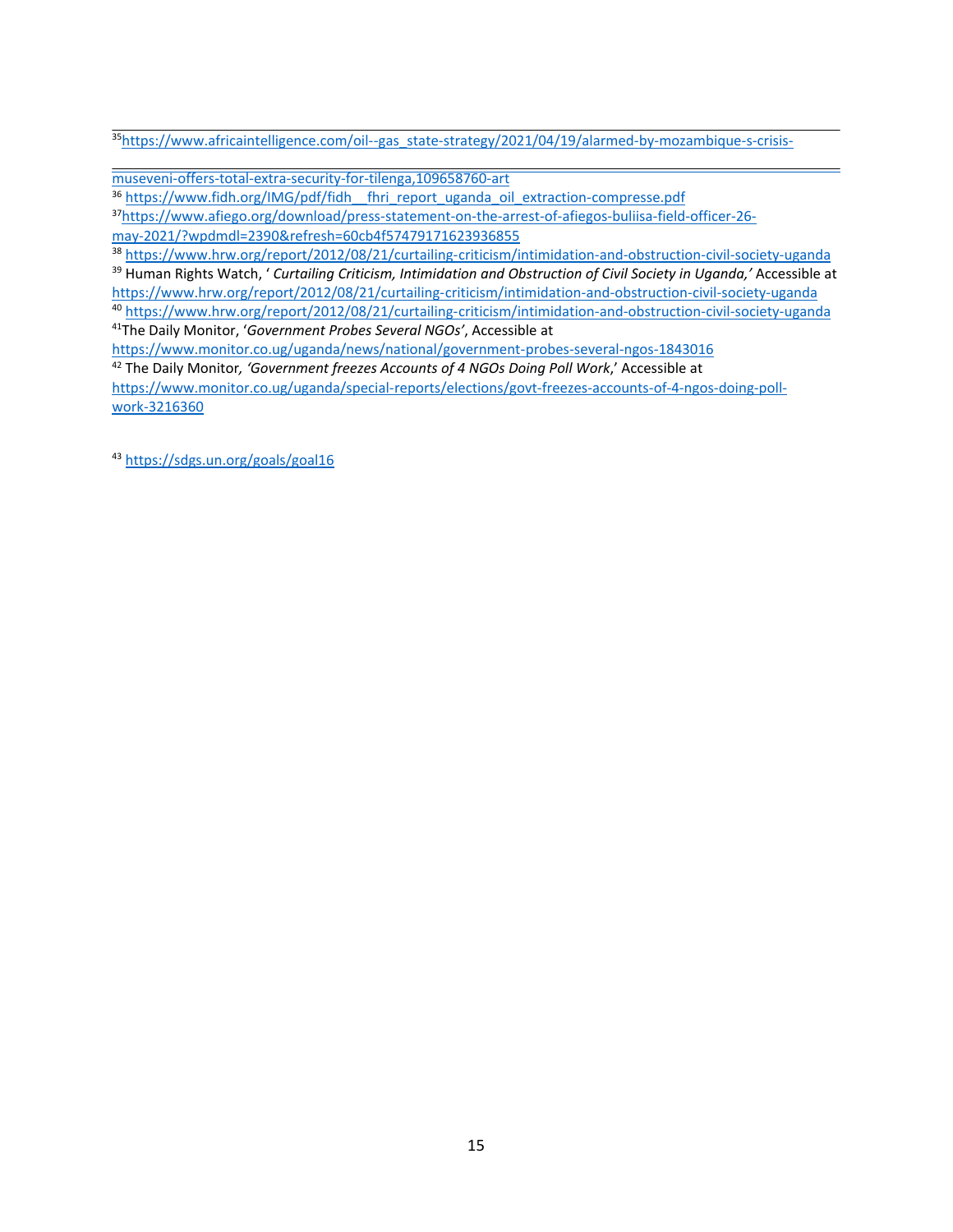[35]https://www.africaintelligence.com/oil--gas_state-strategy/2021/04/19/alarmed-by-mozambique-s-crisis-museveni-offers-total-extra-security-for-tilenga,109658760-art

[36] https://www.fidh.org/IMG/pdf/fidh__fhri_report_uganda_oil_extraction-compresse.pdf

[37]https://www.afiego.org/download/press-statement-on-the-arrest-of-afiegos-buliisa-field-officer-26-may-2021/?wpdmdl=2390&refresh=60cb4f57479171623936855

[38] https://www.hrw.org/report/2012/08/21/curtailing-criticism/intimidation-and-obstruction-civil-society-uganda

[39] Human Rights Watch, ' *Curtailing Criticism, Intimidation and Obstruction of Civil Society in Uganda,'* Accessible at https://www.hrw.org/report/2012/08/21/curtailing-criticism/intimidation-and-obstruction-civil-society-uganda

[40] https://www.hrw.org/report/2012/08/21/curtailing-criticism/intimidation-and-obstruction-civil-society-uganda

[41]The Daily Monitor, '*Government Probes Several NGOs'*, Accessible at https://www.monitor.co.ug/uganda/news/national/government-probes-several-ngos-1843016

[42] The Daily Monitor*, 'Government freezes Accounts of 4 NGOs Doing Poll Work*,' Accessible at https://www.monitor.co.ug/uganda/special-reports/elections/govt-freezes-accounts-of-4-ngos-doing-poll-work-3216360

[43] https://sdgs.un.org/goals/goal16